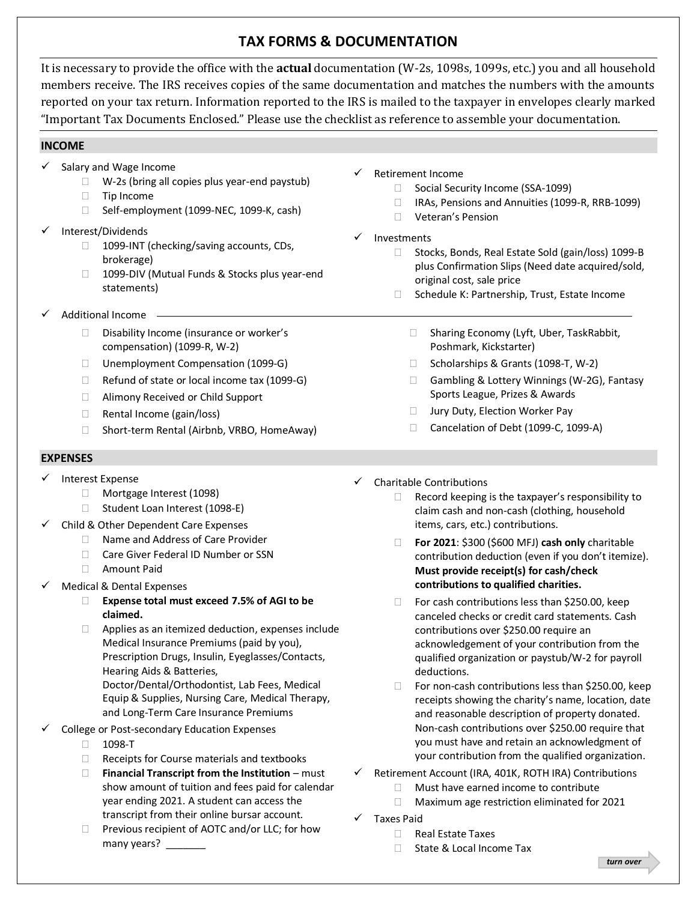# TAX FORMS & DOCUMENTATION

It is necessary to provide the office with the **actual** documentation (W-2s, 1098s, 1099s, etc.) you and all household members receive. The IRS receives copies of the same documentation and matches the numbers with the amounts reported on your tax return. Information reported to the IRS is mailed to the taxpayer in envelopes clearly marked "Important Tax Documents Enclosed." Please use the checklist as reference to assemble your documentation.

## INCOME

- ✓ Salary and Wage Income
  - ☐ W-2s (bring all copies plus year-end paystub)
  - ☐ Tip Income
  - ☐ Self-employment (1099-NEC, 1099-K, cash)
- ✓ Interest/Dividends
  - ☐ 1099-INT (checking/saving accounts, CDs, brokerage)
  - ☐ 1099-DIV (Mutual Funds & Stocks plus year-end statements)
- ✓ Retirement Income
  - ☐ Social Security Income (SSA-1099)
  - ☐ IRAs, Pensions and Annuities (1099-R, RRB-1099)
  - ☐ Veteran's Pension
- ✓ Investments
  - ☐ Stocks, Bonds, Real Estate Sold (gain/loss) 1099-B plus Confirmation Slips (Need date acquired/sold, original cost, sale price
  - ☐ Schedule K: Partnership, Trust, Estate Income
- ✓ Additional Income
  - ☐ Disability Income (insurance or worker's compensation) (1099-R, W-2)
  - ☐ Unemployment Compensation (1099-G)
  - ☐ Refund of state or local income tax (1099-G)
  - ☐ Alimony Received or Child Support
  - ☐ Rental Income (gain/loss)
  - ☐ Short-term Rental (Airbnb, VRBO, HomeAway)
  - ☐ Sharing Economy (Lyft, Uber, TaskRabbit, Poshmark, Kickstarter)
  - ☐ Scholarships & Grants (1098-T, W-2)
  - ☐ Gambling & Lottery Winnings (W-2G), Fantasy Sports League, Prizes & Awards
  - ☐ Jury Duty, Election Worker Pay
  - ☐ Cancelation of Debt (1099-C, 1099-A)

## EXPENSES

- ✓ Interest Expense
  - ☐ Mortgage Interest (1098)
  - ☐ Student Loan Interest (1098-E)
- ✓ Child & Other Dependent Care Expenses
  - ☐ Name and Address of Care Provider
  - ☐ Care Giver Federal ID Number or SSN
  - ☐ Amount Paid
- ✓ Medical & Dental Expenses
  - ☐ **Expense total must exceed 7.5% of AGI to be claimed.**
  - ☐ Applies as an itemized deduction, expenses include Medical Insurance Premiums (paid by you), Prescription Drugs, Insulin, Eyeglasses/Contacts, Hearing Aids & Batteries, Doctor/Dental/Orthodontist, Lab Fees, Medical Equip & Supplies, Nursing Care, Medical Therapy, and Long-Term Care Insurance Premiums
- ✓ College or Post-secondary Education Expenses
  - ☐ 1098-T
  - ☐ Receipts for Course materials and textbooks
  - ☐ **Financial Transcript from the Institution** – must show amount of tuition and fees paid for calendar year ending 2021. A student can access the transcript from their online bursar account.
  - ☐ Previous recipient of AOTC and/or LLC; for how many years? _______
- ✓ Charitable Contributions
  - ☐ Record keeping is the taxpayer's responsibility to claim cash and non-cash (clothing, household items, cars, etc.) contributions.
  - ☐ **For 2021**: $300 ($600 MFJ) **cash only** charitable contribution deduction (even if you don't itemize). **Must provide receipt(s) for cash/check contributions to qualified charities.**
  - ☐ For cash contributions less than $250.00, keep canceled checks or credit card statements. Cash contributions over $250.00 require an acknowledgement of your contribution from the qualified organization or paystub/W-2 for payroll deductions.
  - ☐ For non-cash contributions less than $250.00, keep receipts showing the charity's name, location, date and reasonable description of property donated. Non-cash contributions over $250.00 require that you must have and retain an acknowledgment of your contribution from the qualified organization.
- ✓ Retirement Account (IRA, 401K, ROTH IRA) Contributions
  - ☐ Must have earned income to contribute
  - ☐ Maximum age restriction eliminated for 2021
- ✓ Taxes Paid
  - ☐ Real Estate Taxes
  - ☐ State & Local Income Tax

*turn over*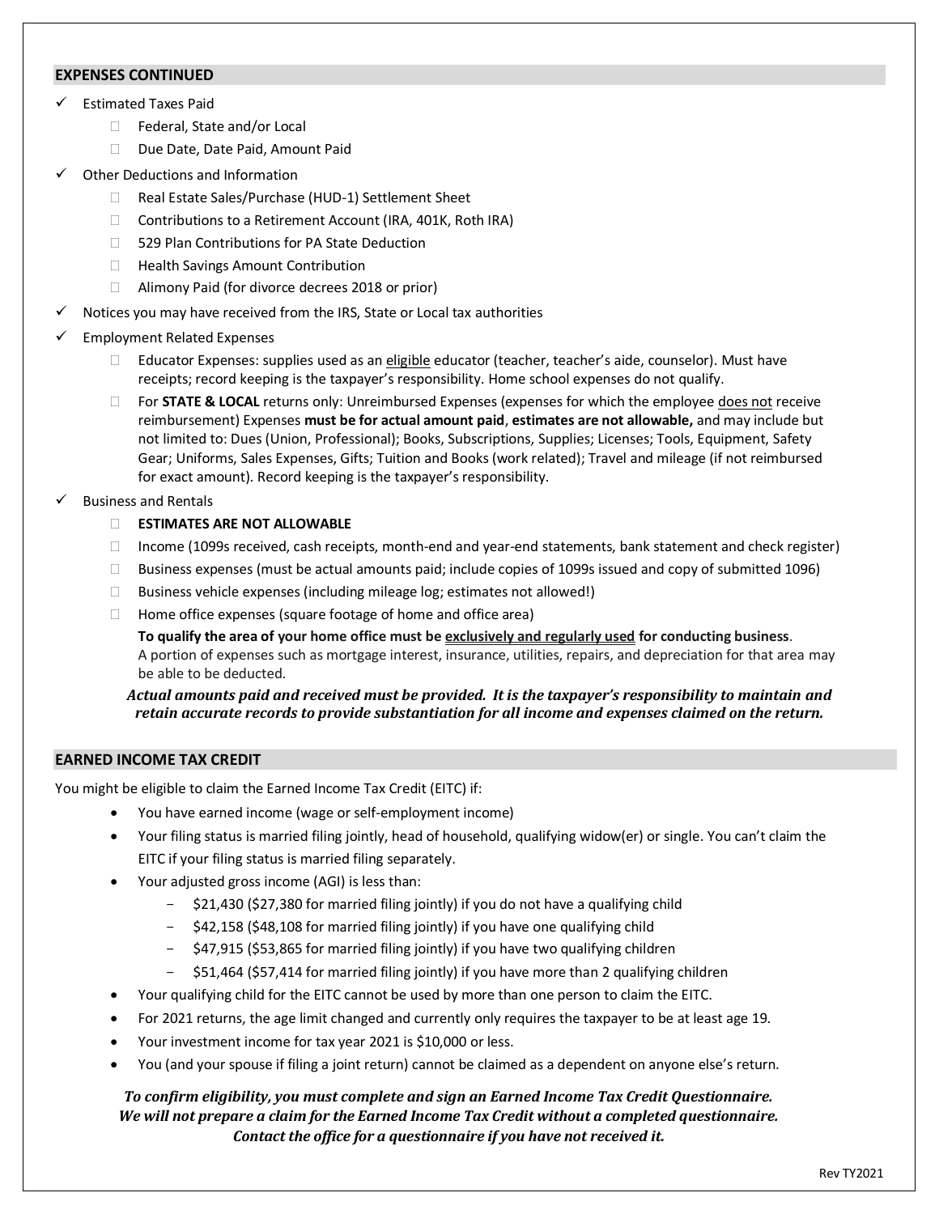## EXPENSES CONTINUED

- ✓ Estimated Taxes Paid
  - Federal, State and/or Local
  - Due Date, Date Paid, Amount Paid
- ✓ Other Deductions and Information
  - Real Estate Sales/Purchase (HUD-1) Settlement Sheet
  - Contributions to a Retirement Account (IRA, 401K, Roth IRA)
  - 529 Plan Contributions for PA State Deduction
  - Health Savings Amount Contribution
  - Alimony Paid (for divorce decrees 2018 or prior)
- ✓ Notices you may have received from the IRS, State or Local tax authorities
- ✓ Employment Related Expenses
  - Educator Expenses: supplies used as an <u>eligible</u> educator (teacher, teacher's aide, counselor). Must have receipts; record keeping is the taxpayer's responsibility. Home school expenses do not qualify.
  - For **STATE & LOCAL** returns only: Unreimbursed Expenses (expenses for which the employee <u>does not</u> receive reimbursement) Expenses **must be for actual amount paid**, **estimates are not allowable,** and may include but not limited to: Dues (Union, Professional); Books, Subscriptions, Supplies; Licenses; Tools, Equipment, Safety Gear; Uniforms, Sales Expenses, Gifts; Tuition and Books (work related); Travel and mileage (if not reimbursed for exact amount). Record keeping is the taxpayer's responsibility.
- ✓ Business and Rentals
  - **ESTIMATES ARE NOT ALLOWABLE**
  - Income (1099s received, cash receipts, month-end and year-end statements, bank statement and check register)
  - Business expenses (must be actual amounts paid; include copies of 1099s issued and copy of submitted 1096)
  - Business vehicle expenses (including mileage log; estimates not allowed!)
  - Home office expenses (square footage of home and office area)

    **To qualify the area of your home office must be <u>exclusively and regularly used</u> for conducting business**. A portion of expenses such as mortgage interest, insurance, utilities, repairs, and depreciation for that area may be able to be deducted.

***Actual amounts paid and received must be provided. It is the taxpayer's responsibility to maintain and retain accurate records to provide substantiation for all income and expenses claimed on the return.***

## EARNED INCOME TAX CREDIT

You might be eligible to claim the Earned Income Tax Credit (EITC) if:

- You have earned income (wage or self-employment income)
- Your filing status is married filing jointly, head of household, qualifying widow(er) or single. You can't claim the EITC if your filing status is married filing separately.
- Your adjusted gross income (AGI) is less than:
  - $21,430 ($27,380 for married filing jointly) if you do not have a qualifying child
  - $42,158 ($48,108 for married filing jointly) if you have one qualifying child
  - $47,915 ($53,865 for married filing jointly) if you have two qualifying children
  - $51,464 ($57,414 for married filing jointly) if you have more than 2 qualifying children
- Your qualifying child for the EITC cannot be used by more than one person to claim the EITC.
- For 2021 returns, the age limit changed and currently only requires the taxpayer to be at least age 19.
- Your investment income for tax year 2021 is $10,000 or less.
- You (and your spouse if filing a joint return) cannot be claimed as a dependent on anyone else's return.

***To confirm eligibility, you must complete and sign an Earned Income Tax Credit Questionnaire. We will not prepare a claim for the Earned Income Tax Credit without a completed questionnaire. Contact the office for a questionnaire if you have not received it.***